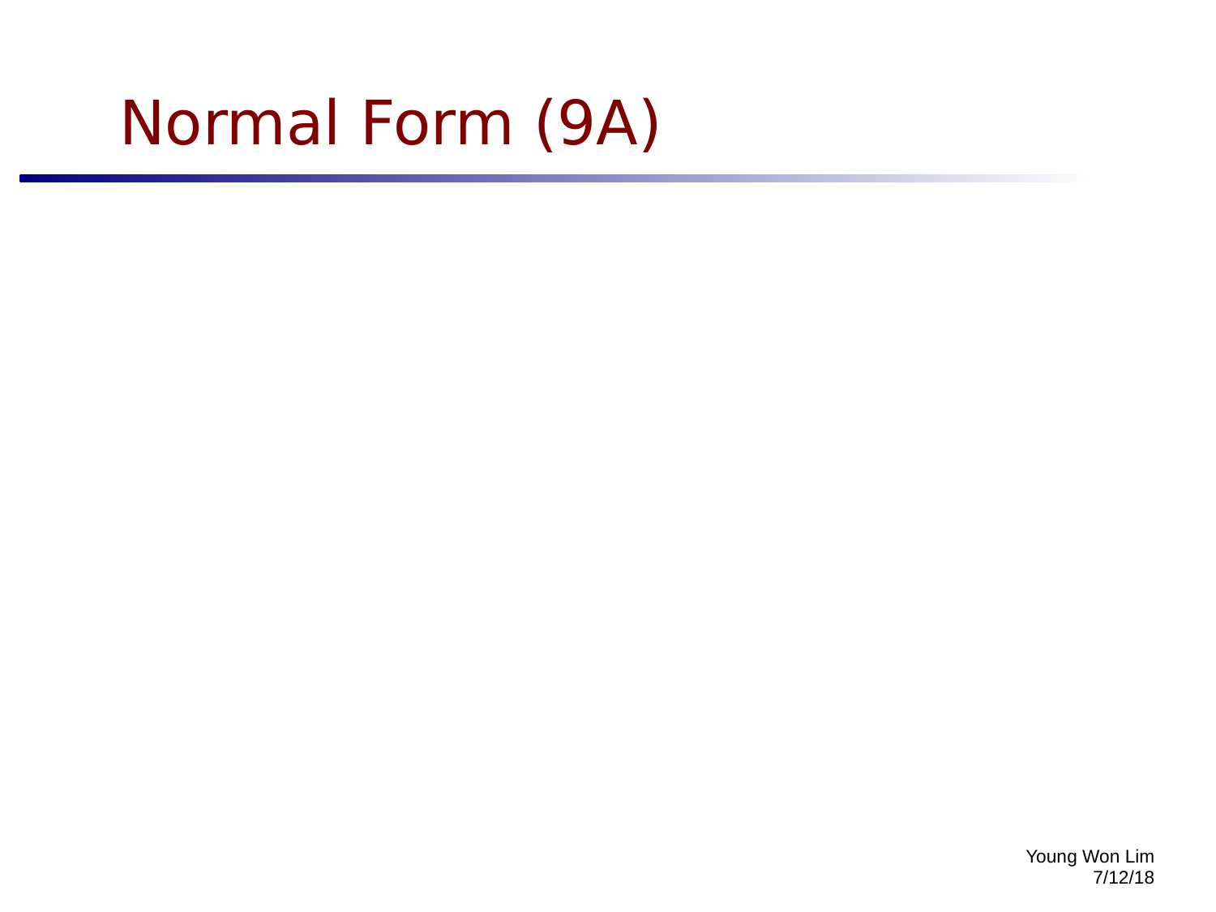# Normal Form (9A)

Young Won Lim
7/12/18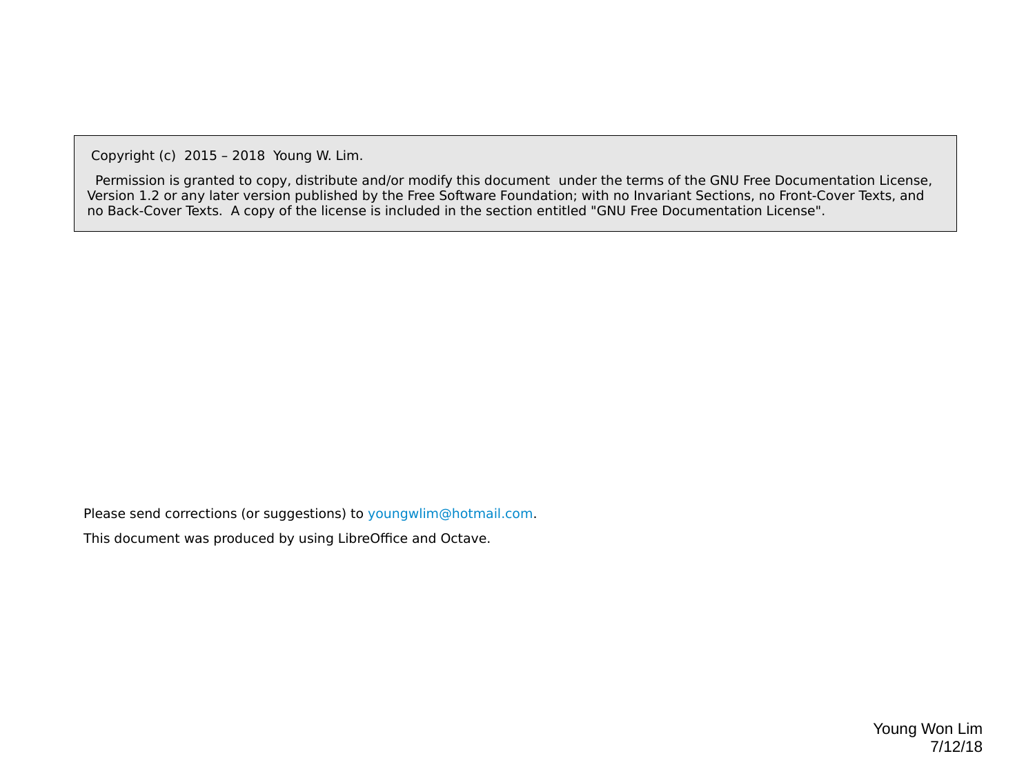Copyright (c) 2015 – 2018 Young W. Lim.

Permission is granted to copy, distribute and/or modify this document under the terms of the GNU Free Documentation License, Version 1.2 or any later version published by the Free Software Foundation; with no Invariant Sections, no Front-Cover Texts, and no Back-Cover Texts. A copy of the license is included in the section entitled "GNU Free Documentation License".

Please send corrections (or suggestions) to youngwlim@hotmail.com.

This document was produced by using LibreOffice and Octave.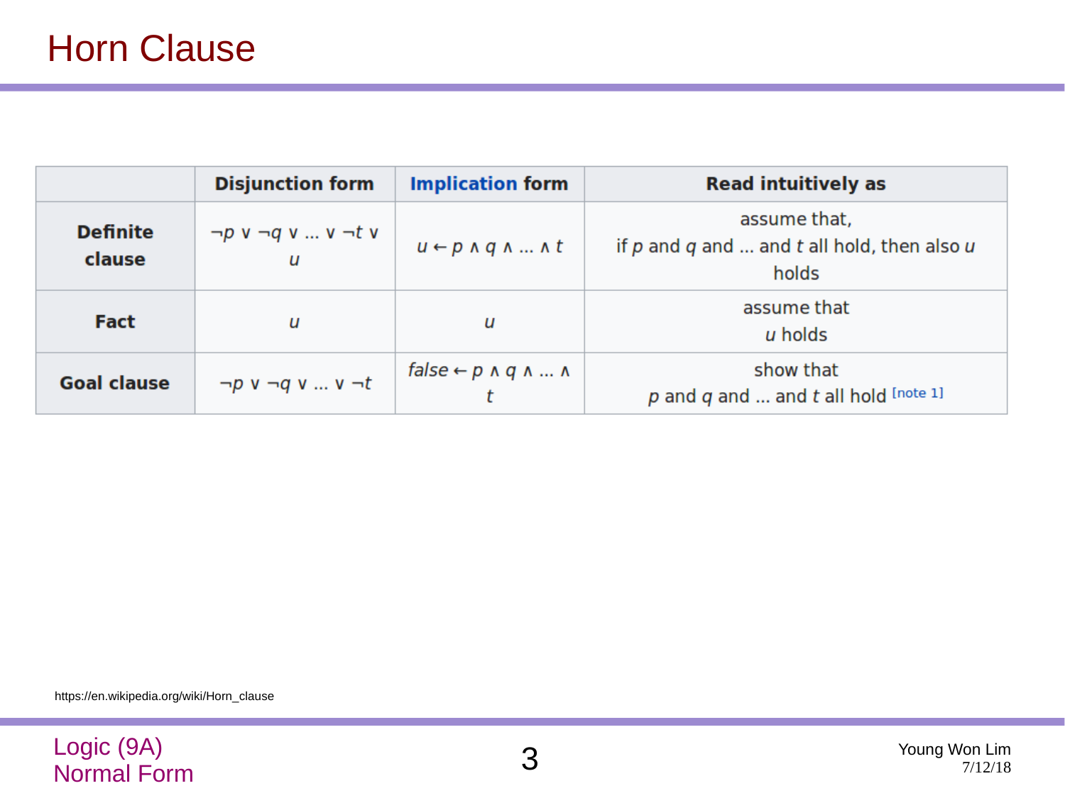# Horn Clause

| | Disjunction form | Implication form | Read intuitively as |
|---|---|---|---|
| **Definite clause** | $\neg p \lor \neg q \lor \ldots \lor \neg t \lor u$ | $u \leftarrow p \land q \land \ldots \land t$ | assume that, if *p* and *q* and ... and *t* all hold, then also *u* holds |
| **Fact** | $u$ | $u$ | assume that *u* holds |
| **Goal clause** | $\neg p \lor \neg q \lor \ldots \lor \neg t$ | $false \leftarrow p \land q \land \ldots \land t$ | show that *p* and *q* and ... and *t* all hold [note 1] |

https://en.wikipedia.org/wiki/Horn_clause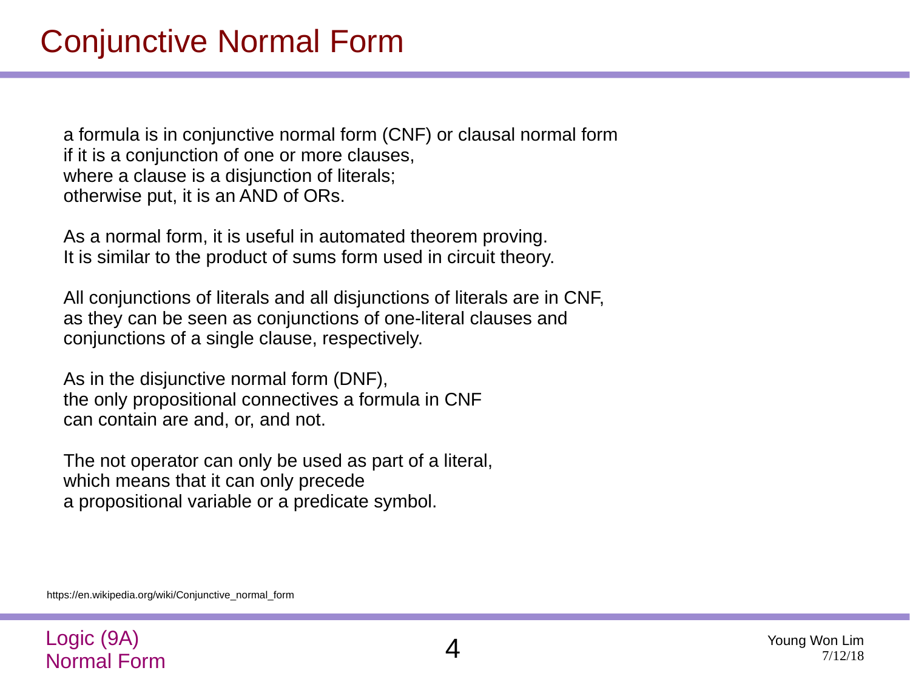# Conjunctive Normal Form

a formula is in conjunctive normal form (CNF) or clausal normal form
if it is a conjunction of one or more clauses,
where a clause is a disjunction of literals;
otherwise put, it is an AND of ORs.

As a normal form, it is useful in automated theorem proving.
It is similar to the product of sums form used in circuit theory.

All conjunctions of literals and all disjunctions of literals are in CNF,
as they can be seen as conjunctions of one-literal clauses and
conjunctions of a single clause, respectively.

As in the disjunctive normal form (DNF),
the only propositional connectives a formula in CNF
can contain are and, or, and not.

The not operator can only be used as part of a literal,
which means that it can only precede
a propositional variable or a predicate symbol.

https://en.wikipedia.org/wiki/Conjunctive_normal_form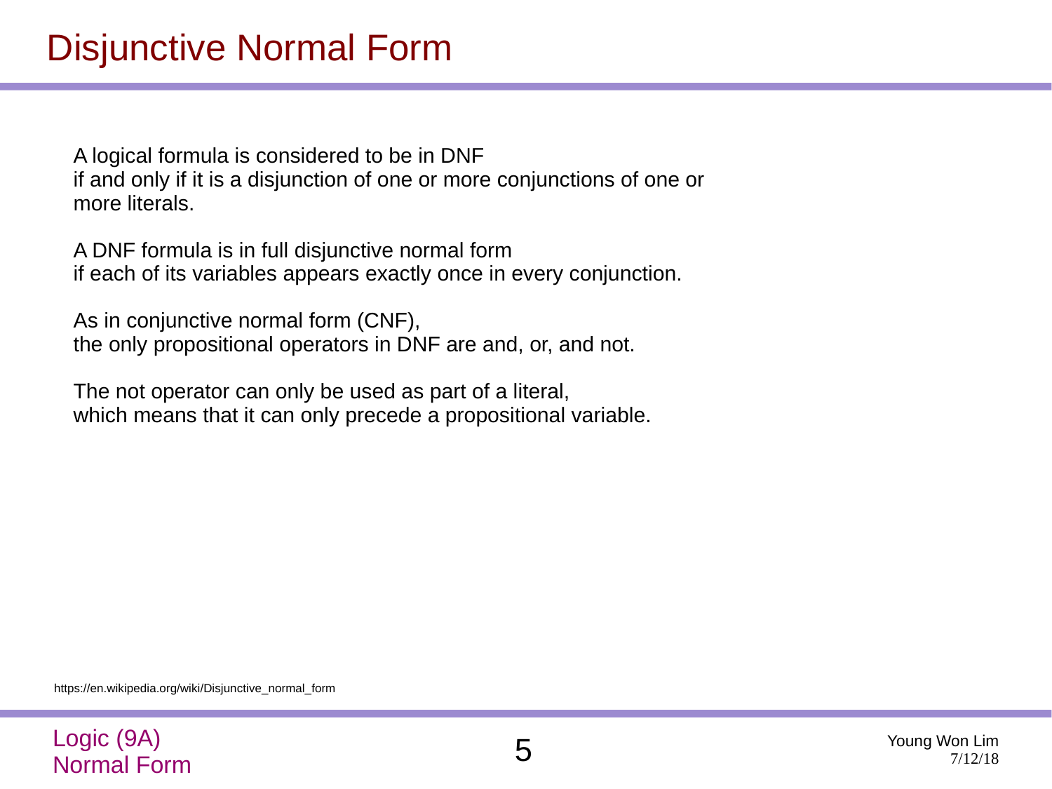# Disjunctive Normal Form

A logical formula is considered to be in DNF
if and only if it is a disjunction of one or more conjunctions of one or more literals.

A DNF formula is in full disjunctive normal form
if each of its variables appears exactly once in every conjunction.

As in conjunctive normal form (CNF),
the only propositional operators in DNF are and, or, and not.

The not operator can only be used as part of a literal,
which means that it can only precede a propositional variable.

https://en.wikipedia.org/wiki/Disjunctive_normal_form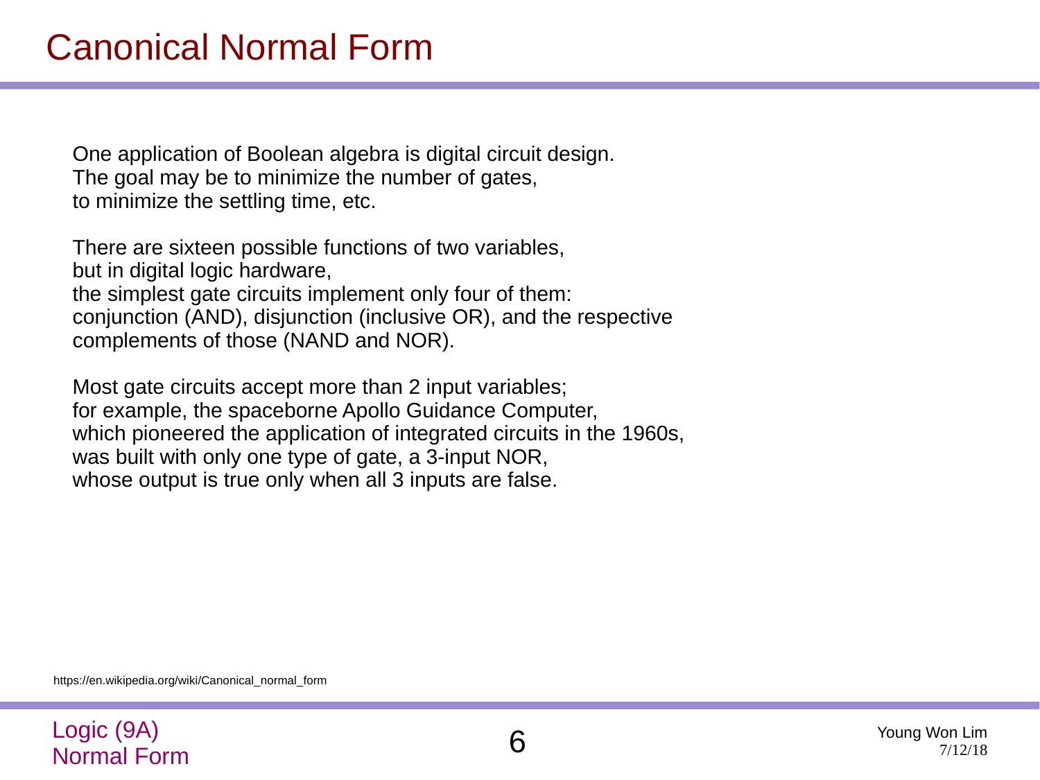# Canonical Normal Form

One application of Boolean algebra is digital circuit design.
The goal may be to minimize the number of gates,
to minimize the settling time, etc.

There are sixteen possible functions of two variables,
but in digital logic hardware,
the simplest gate circuits implement only four of them:
conjunction (AND), disjunction (inclusive OR), and the respective
complements of those (NAND and NOR).

Most gate circuits accept more than 2 input variables;
for example, the spaceborne Apollo Guidance Computer,
which pioneered the application of integrated circuits in the 1960s,
was built with only one type of gate, a 3-input NOR,
whose output is true only when all 3 inputs are false.

https://en.wikipedia.org/wiki/Canonical_normal_form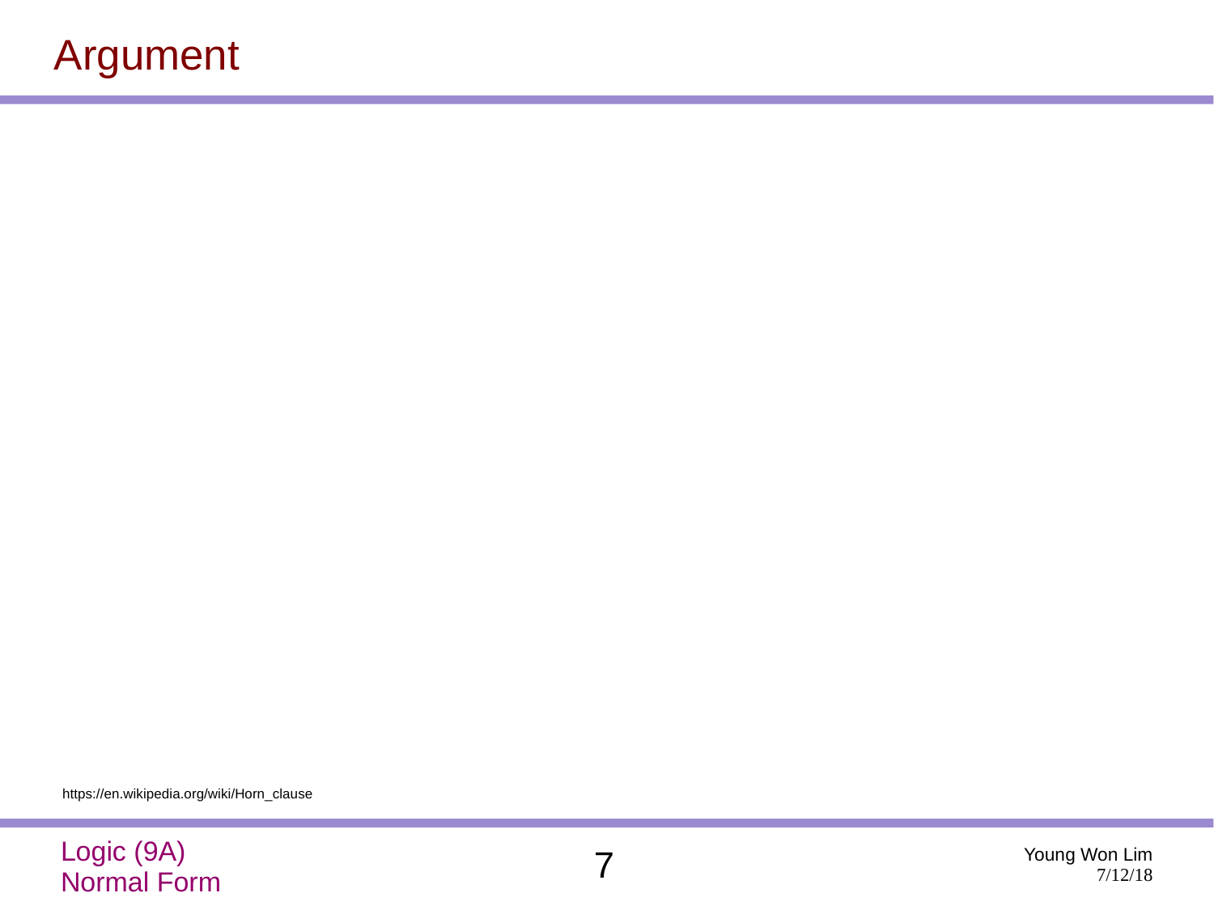# Argument

https://en.wikipedia.org/wiki/Horn_clause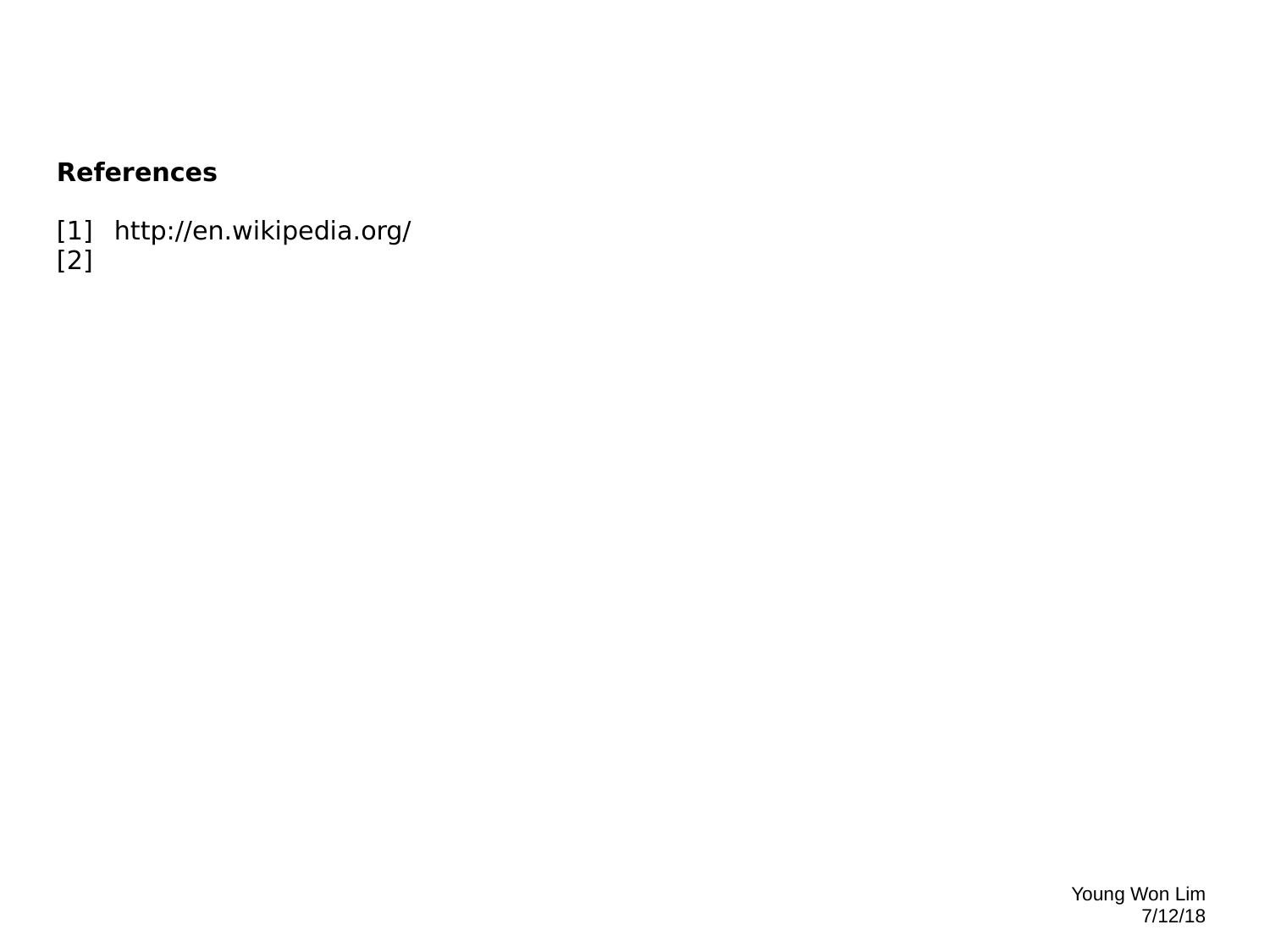**References**

[1] http://en.wikipedia.org/
[2]